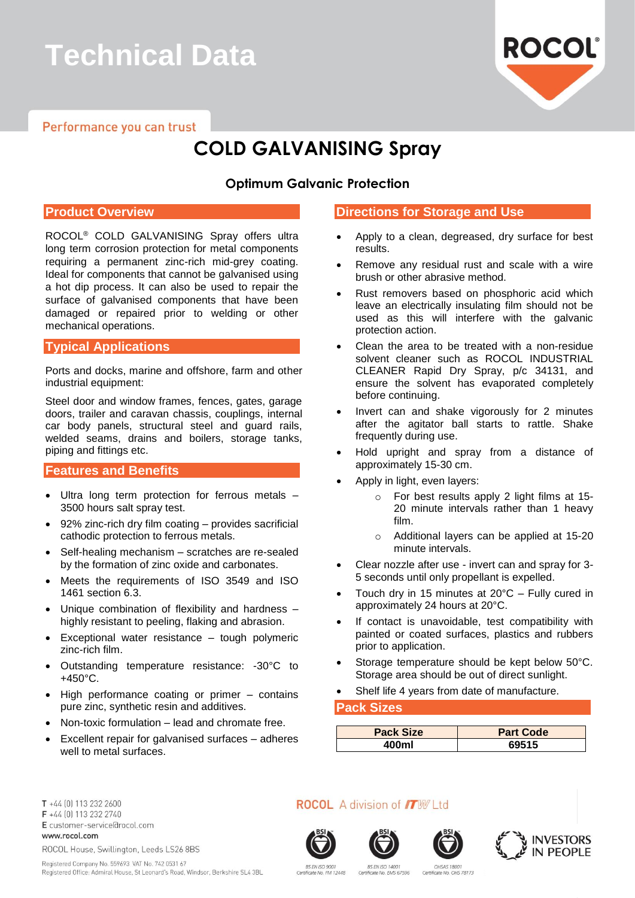# Technical Data

Performance you can trust

# COLD GALVANISING Spray

### Optimum Galvanic Protection

## Product Overview

ROCOL® COLD GALVANISING Spray offers ultra long term corrosion protection for metal components requiring a permanent zinc-rich mid-grey coating. Ideal for components that cannot be galvanised using a hot dip process. It can also be used to repair the surface of galvanised components that have been damaged or repaired prior to welding or other mechanical operations.

## Typical Applications

Ports and docks, marine and offshore, farm and other industrial equipment:

Steel door and window frames, fences, gates, garage doors, trailer and caravan chassis, couplings, internal car body panels, structural steel and guard rails, welded seams, drains and boilers, storage tanks, piping and fittings etc.

## Features and Benefits

- Ultra long term protection for ferrous metals – 3500 hours salt spray test.
- 92% zinc-rich dry film coating – provides sacrificial cathodic protection to ferrous metals.
- Self-healing mechanism – scratches are re-sealed by the formation of zinc oxide and carbonates.
- Meets the requirements of ISO 3549 and ISO 1461 section 6.3.
- Unique combination of flexibility and hardness – highly resistant to peeling, flaking and abrasion.
- Exceptional water resistance – tough polymeric zinc-rich film.
- Outstanding temperature resistance: -30°C to +450°C.
- High performance coating or primer – contains pure zinc, synthetic resin and additives.
- Non-toxic formulation – lead and chromate free.
- Excellent repair for galvanised surfaces – adheres well to metal surfaces.

## Directions for Storage and Use

- Apply to a clean, degreased, dry surface for best results.
- Remove any residual rust and scale with a wire brush or other abrasive method.
- Rust removers based on phosphoric acid which leave an electrically insulating film should not be used as this will interfere with the galvanic protection action.
- Clean the area to be treated with a non-residue solvent cleaner such as ROCOL INDUSTRIAL CLEANER Rapid Dry Spray, p/c 34131, and ensure the solvent has evaporated completely before continuing.
- Invert can and shake vigorously for 2 minutes after the agitator ball starts to rattle. Shake frequently during use.
- Hold upright and spray from a distance of approximately 15-30 cm.
- Apply in light, even layers:
  - For best results apply 2 light films at 15-20 minute intervals rather than 1 heavy film.
  - Additional layers can be applied at 15-20 minute intervals.
- Clear nozzle after use - invert can and spray for 3-5 seconds until only propellant is expelled.
- Touch dry in 15 minutes at 20°C – Fully cured in approximately 24 hours at 20°C.
- If contact is unavoidable, test compatibility with painted or coated surfaces, plastics and rubbers prior to application.
- Storage temperature should be kept below 50°C. Storage area should be out of direct sunlight.
- Shelf life 4 years from date of manufacture.

## Pack Sizes

| Pack Size | Part Code |
|---|---|
| 400ml | 69515 |

T +44 (0) 113 232 2600
F +44 (0) 113 232 2740
E customer-service@rocol.com
www.rocol.com

ROCOL House, Swillington, Leeds LS26 8BS

Registered Company No. 559693 VAT No. 742 0531 67
Registered Office: Admiral House, St Leonard's Road, Windsor, Berkshire SL4 3BL

ROCOL A division of ITW Ltd

BS EN ISO 9001 Certificate No. FM 12448 | BS EN ISO 14001 Certificate No. EMS 67596 | OHSAS 18001 Certificate No. OHS 78173

INVESTORS IN PEOPLE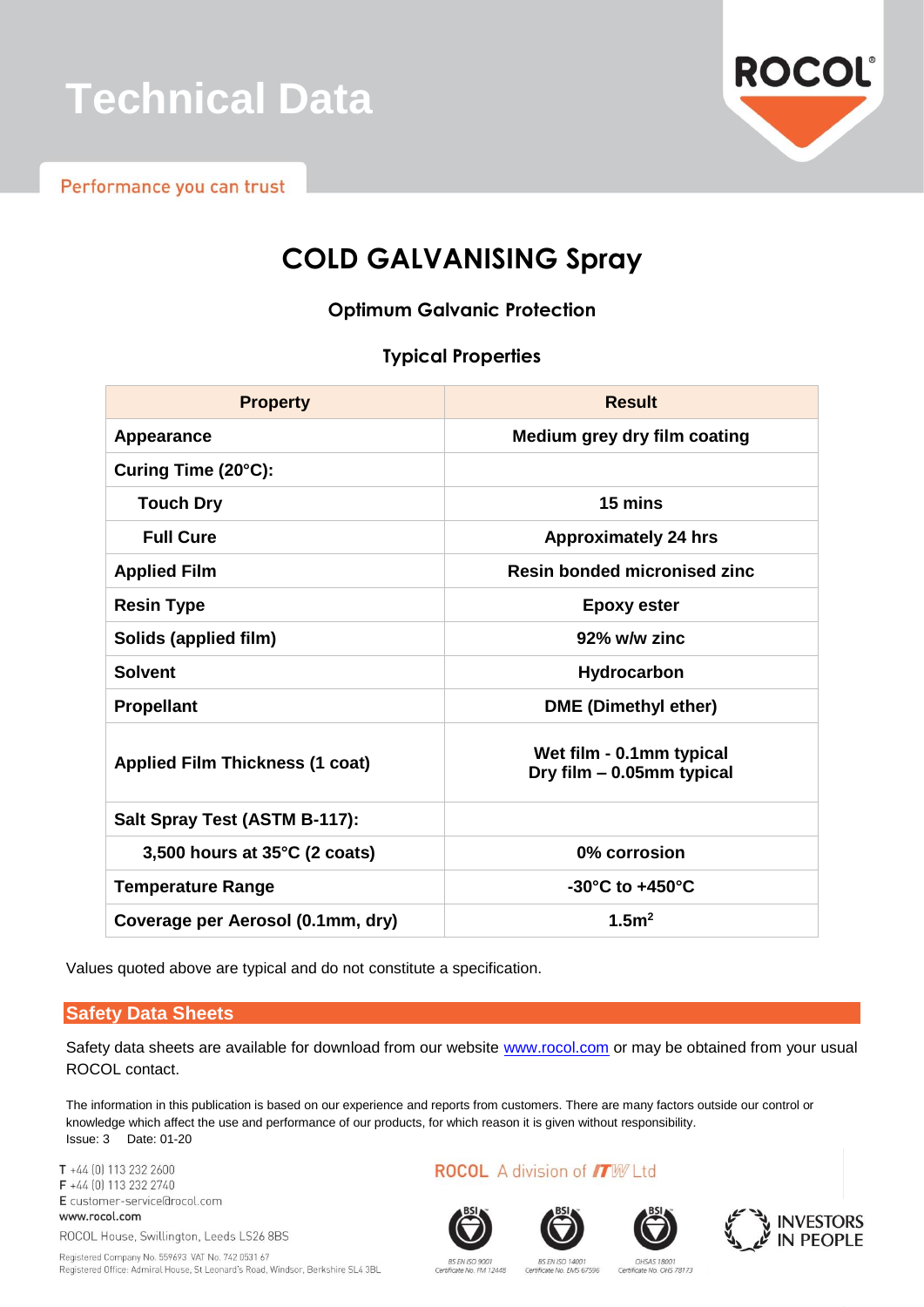# Technical Data

Performance you can trust

## COLD GALVANISING Spray

### Optimum Galvanic Protection

### Typical Properties

| Property | Result |
| --- | --- |
| **Appearance** | **Medium grey dry film coating** |
| **Curing Time (20°C):** | |
| **Touch Dry** | **15 mins** |
| **Full Cure** | **Approximately 24 hrs** |
| **Applied Film** | **Resin bonded micronised zinc** |
| **Resin Type** | **Epoxy ester** |
| **Solids (applied film)** | **92% w/w zinc** |
| **Solvent** | **Hydrocarbon** |
| **Propellant** | **DME (Dimethyl ether)** |
| **Applied Film Thickness (1 coat)** | **Wet film - 0.1mm typical<br>Dry film – 0.05mm typical** |
| **Salt Spray Test (ASTM B-117):** | |
| **3,500 hours at 35°C (2 coats)** | **0% corrosion** |
| **Temperature Range** | **-30°C to +450°C** |
| **Coverage per Aerosol (0.1mm, dry)** | **1.5m$^2$** |

Values quoted above are typical and do not constitute a specification.

## Safety Data Sheets

Safety data sheets are available for download from our website www.rocol.com or may be obtained from your usual ROCOL contact.

The information in this publication is based on our experience and reports from customers. There are many factors outside our control or knowledge which affect the use and performance of our products, for which reason it is given without responsibility.
Issue: 3 Date: 01-20

T +44 (0) 113 232 2600
F +44 (0) 113 232 2740
E customer-service@rocol.com
www.rocol.com

ROCOL House, Swillington, Leeds LS26 8BS

Registered Company No. 559693 VAT No. 742 0531 67
Registered Office: Admiral House, St Leonard's Road, Windsor, Berkshire SL4 3BL

ROCOL A division of ITW Ltd

BS EN ISO 9001 Certificate No. FM 12448
BS EN ISO 14001 Certificate No. EMS 67596
OHSAS 18001 Certificate No. OHS 78173

INVESTORS IN PEOPLE